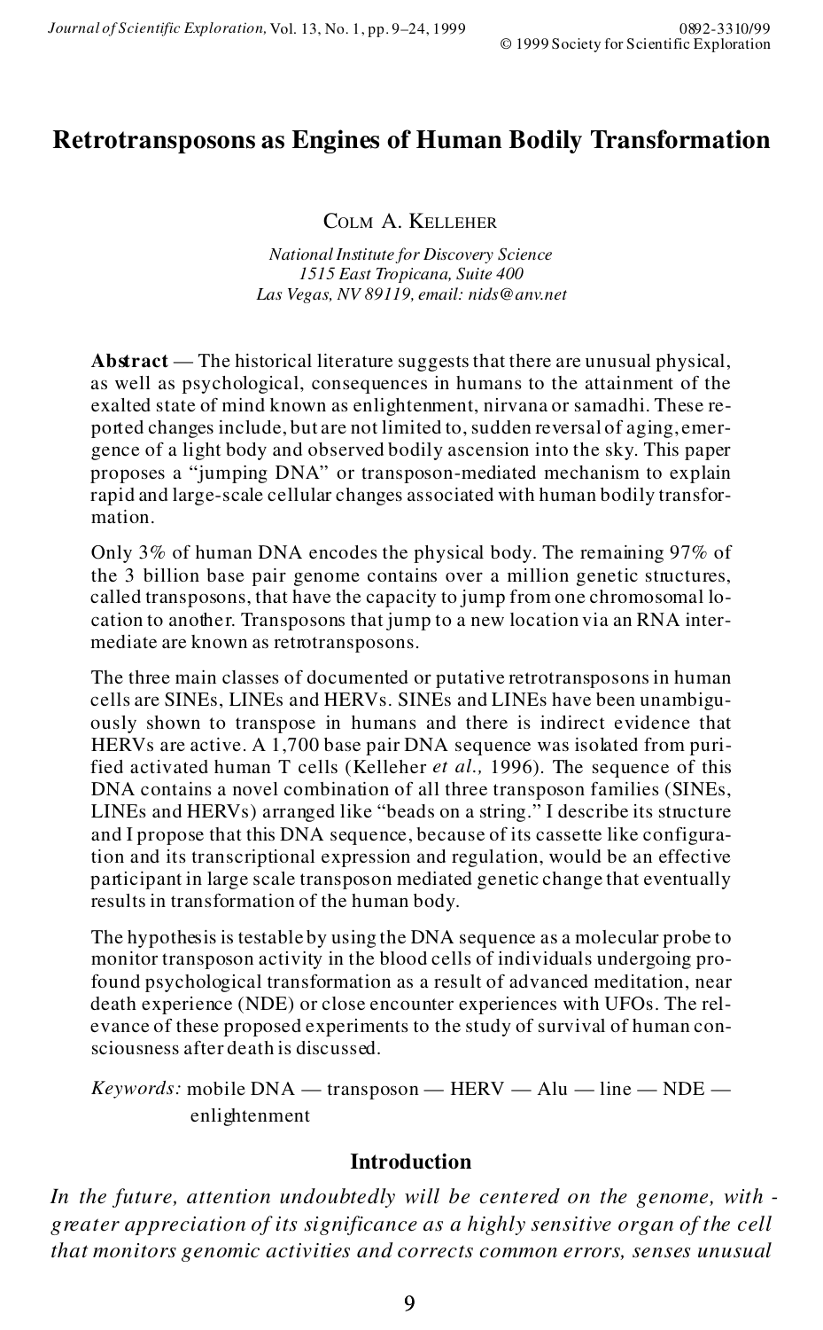# Retrotransposons as Engines of Human Bodily Transformation

COLM A. KELLEHER

*National Institute for Discovery Science*
*1515 East Tropicana, Suite 400*
*Las Vegas, NV 89119, email: nids@anv.net*

**Abstract** — The historical literature suggests that there are unusual physical, as well as psychological, consequences in humans to the attainment of the exalted state of mind known as enlightenment, nirvana or samadhi. These reported changes include, but are not limited to, sudden reversal of aging, emergence of a light body and observed bodily ascension into the sky. This paper proposes a "jumping DNA" or transposon-mediated mechanism to explain rapid and large-scale cellular changes associated with human bodily transformation.

Only 3% of human DNA encodes the physical body. The remaining 97% of the 3 billion base pair genome contains over a million genetic structures, called transposons, that have the capacity to jump from one chromosomal location to another. Transposons that jump to a new location via an RNA intermediate are known as retrotransposons.

The three main classes of documented or putative retrotransposons in human cells are SINEs, LINEs and HERVs. SINEs and LINEs have been unambiguously shown to transpose in humans and there is indirect evidence that HERVs are active. A 1,700 base pair DNA sequence was isolated from purified activated human T cells (Kelleher *et al.,* 1996). The sequence of this DNA contains a novel combination of all three transposon families (SINEs, LINEs and HERVs) arranged like "beads on a string." I describe its structure and I propose that this DNA sequence, because of its cassette like configuration and its transcriptional expression and regulation, would be an effective participant in large scale transposon mediated genetic change that eventually results in transformation of the human body.

The hypothesis is testable by using the DNA sequence as a molecular probe to monitor transposon activity in the blood cells of individuals undergoing profound psychological transformation as a result of advanced meditation, near death experience (NDE) or close encounter experiences with UFOs. The relevance of these proposed experiments to the study of survival of human consciousness after death is discussed.

*Keywords:* mobile DNA — transposon — HERV — Alu — line — NDE — enlightenment

## Introduction

*In the future, attention undoubtedly will be centered on the genome, with greater appreciation of its significance as a highly sensitive organ of the cell that monitors genomic activities and corrects common errors, senses unusual*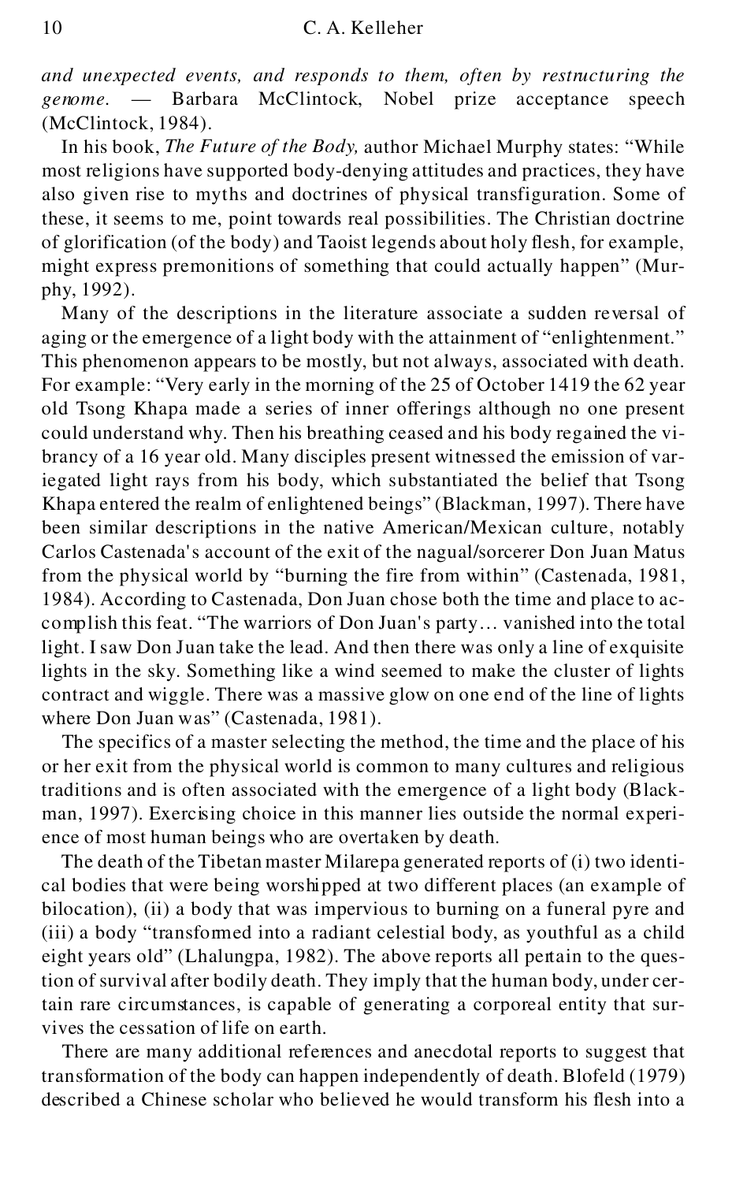*and unexpected events, and responds to them, often by restructuring the genome.* — Barbara McClintock, Nobel prize acceptance speech (McClintock, 1984).

In his book, *The Future of the Body,* author Michael Murphy states: "While most religions have supported body-denying attitudes and practices, they have also given rise to myths and doctrines of physical transfiguration. Some of these, it seems to me, point towards real possibilities. The Christian doctrine of glorification (of the body) and Taoist legends about holy flesh, for example, might express premonitions of something that could actually happen" (Murphy, 1992).

Many of the descriptions in the literature associate a sudden reversal of aging or the emergence of a light body with the attainment of "enlightenment." This phenomenon appears to be mostly, but not always, associated with death. For example: "Very early in the morning of the 25 of October 1419 the 62 year old Tsong Khapa made a series of inner offerings although no one present could understand why. Then his breathing ceased and his body regained the vibrancy of a 16 year old. Many disciples present witnessed the emission of variegated light rays from his body, which substantiated the belief that Tsong Khapa entered the realm of enlightened beings" (Blackman, 1997). There have been similar descriptions in the native American/Mexican culture, notably Carlos Castenada's account of the exit of the nagual/sorcerer Don Juan Matus from the physical world by "burning the fire from within" (Castenada, 1981, 1984). According to Castenada, Don Juan chose both the time and place to accomplish this feat. "The warriors of Don Juan's party… vanished into the total light. I saw Don Juan take the lead. And then there was only a line of exquisite lights in the sky. Something like a wind seemed to make the cluster of lights contract and wiggle. There was a massive glow on one end of the line of lights where Don Juan was" (Castenada, 1981).

The specifics of a master selecting the method, the time and the place of his or her exit from the physical world is common to many cultures and religious traditions and is often associated with the emergence of a light body (Blackman, 1997). Exercising choice in this manner lies outside the normal experience of most human beings who are overtaken by death.

The death of the Tibetan master Milarepa generated reports of (i) two identical bodies that were being worshipped at two different places (an example of bilocation), (ii) a body that was impervious to burning on a funeral pyre and (iii) a body "transformed into a radiant celestial body, as youthful as a child eight years old" (Lhalungpa, 1982). The above reports all pertain to the question of survival after bodily death. They imply that the human body, under certain rare circumstances, is capable of generating a corporeal entity that survives the cessation of life on earth.

There are many additional references and anecdotal reports to suggest that transformation of the body can happen independently of death. Blofeld (1979) described a Chinese scholar who believed he would transform his flesh into a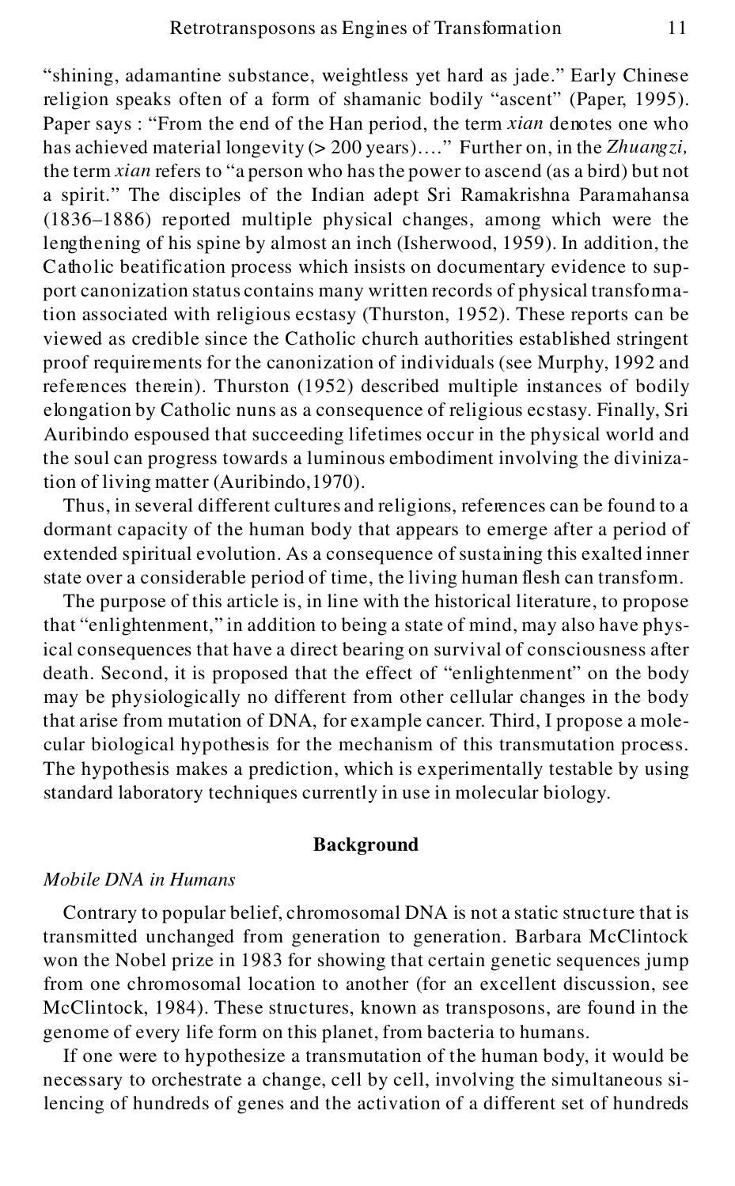"shining, adamantine substance, weightless yet hard as jade." Early Chinese religion speaks often of a form of shamanic bodily "ascent" (Paper, 1995). Paper says : "From the end of the Han period, the term *xian* denotes one who has achieved material longevity (> 200 years)…." Further on, in the *Zhuangzi,* the term *xian* refers to "a person who has the power to ascend (as a bird) but not a spirit." The disciples of the Indian adept Sri Ramakrishna Paramahansa (1836–1886) reported multiple physical changes, among which were the lengthening of his spine by almost an inch (Isherwood, 1959). In addition, the Catholic beatification process which insists on documentary evidence to support canonization status contains many written records of physical transformation associated with religious ecstasy (Thurston, 1952). These reports can be viewed as credible since the Catholic church authorities established stringent proof requirements for the canonization of individuals (see Murphy, 1992 and references therein). Thurston (1952) described multiple instances of bodily elongation by Catholic nuns as a consequence of religious ecstasy. Finally, Sri Auribindo espoused that succeeding lifetimes occur in the physical world and the soul can progress towards a luminous embodiment involving the divinization of living matter (Auribindo,1970).

Thus, in several different cultures and religions, references can be found to a dormant capacity of the human body that appears to emerge after a period of extended spiritual evolution. As a consequence of sustaining this exalted inner state over a considerable period of time, the living human flesh can transform.

The purpose of this article is, in line with the historical literature, to propose that "enlightenment," in addition to being a state of mind, may also have physical consequences that have a direct bearing on survival of consciousness after death. Second, it is proposed that the effect of "enlightenment" on the body may be physiologically no different from other cellular changes in the body that arise from mutation of DNA, for example cancer. Third, I propose a molecular biological hypothesis for the mechanism of this transmutation process. The hypothesis makes a prediction, which is experimentally testable by using standard laboratory techniques currently in use in molecular biology.

## Background

### *Mobile DNA in Humans*

Contrary to popular belief, chromosomal DNA is not a static structure that is transmitted unchanged from generation to generation. Barbara McClintock won the Nobel prize in 1983 for showing that certain genetic sequences jump from one chromosomal location to another (for an excellent discussion, see McClintock, 1984). These structures, known as transposons, are found in the genome of every life form on this planet, from bacteria to humans.

If one were to hypothesize a transmutation of the human body, it would be necessary to orchestrate a change, cell by cell, involving the simultaneous silencing of hundreds of genes and the activation of a different set of hundreds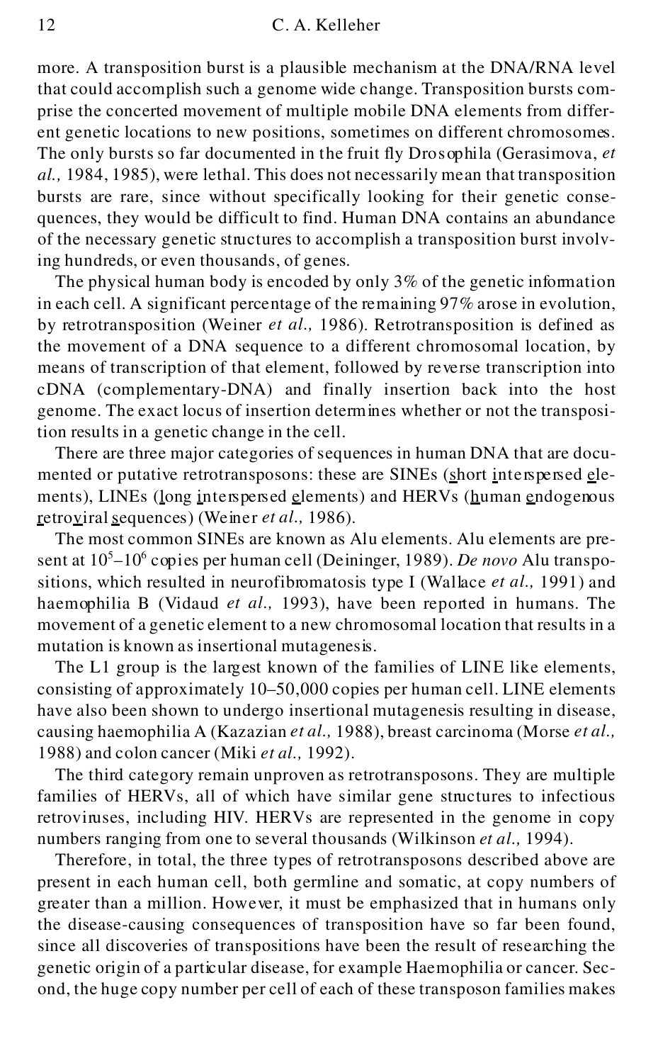more. A transposition burst is a plausible mechanism at the DNA/RNA level that could accomplish such a genome wide change. Transposition bursts comprise the concerted movement of multiple mobile DNA elements from different genetic locations to new positions, sometimes on different chromosomes. The only bursts so far documented in the fruit fly Drosophila (Gerasimova, *et al.,* 1984, 1985), were lethal. This does not necessarily mean that transposition bursts are rare, since without specifically looking for their genetic consequences, they would be difficult to find. Human DNA contains an abundance of the necessary genetic structures to accomplish a transposition burst involving hundreds, or even thousands, of genes.

The physical human body is encoded by only 3% of the genetic information in each cell. A significant percentage of the remaining 97% arose in evolution, by retrotransposition (Weiner *et al.,* 1986). Retrotransposition is defined as the movement of a DNA sequence to a different chromosomal location, by means of transcription of that element, followed by reverse transcription into cDNA (complementary-DNA) and finally insertion back into the host genome. The exact locus of insertion determines whether or not the transposition results in a genetic change in the cell.

There are three major categories of sequences in human DNA that are documented or putative retrotransposons: these are SINEs (short interspersed elements), LINEs (long interspersed elements) and HERVs (human endogenous retroviral sequences) (Weiner *et al.,* 1986).

The most common SINEs are known as Alu elements. Alu elements are present at $10^5$–$10^6$ copies per human cell (Deininger, 1989). *De novo* Alu transpositions, which resulted in neurofibromatosis type I (Wallace *et al.,* 1991) and haemophilia B (Vidaud *et al.,* 1993), have been reported in humans. The movement of a genetic element to a new chromosomal location that results in a mutation is known as insertional mutagenesis.

The L1 group is the largest known of the families of LINE like elements, consisting of approximately 10–50,000 copies per human cell. LINE elements have also been shown to undergo insertional mutagenesis resulting in disease, causing haemophilia A (Kazazian *et al.,* 1988), breast carcinoma (Morse *et al.,* 1988) and colon cancer (Miki *et al.,* 1992).

The third category remain unproven as retrotransposons. They are multiple families of HERVs, all of which have similar gene structures to infectious retroviruses, including HIV. HERVs are represented in the genome in copy numbers ranging from one to several thousands (Wilkinson *et al.,* 1994).

Therefore, in total, the three types of retrotransposons described above are present in each human cell, both germline and somatic, at copy numbers of greater than a million. However, it must be emphasized that in humans only the disease-causing consequences of transposition have so far been found, since all discoveries of transpositions have been the result of researching the genetic origin of a particular disease, for example Haemophilia or cancer. Second, the huge copy number per cell of each of these transposon families makes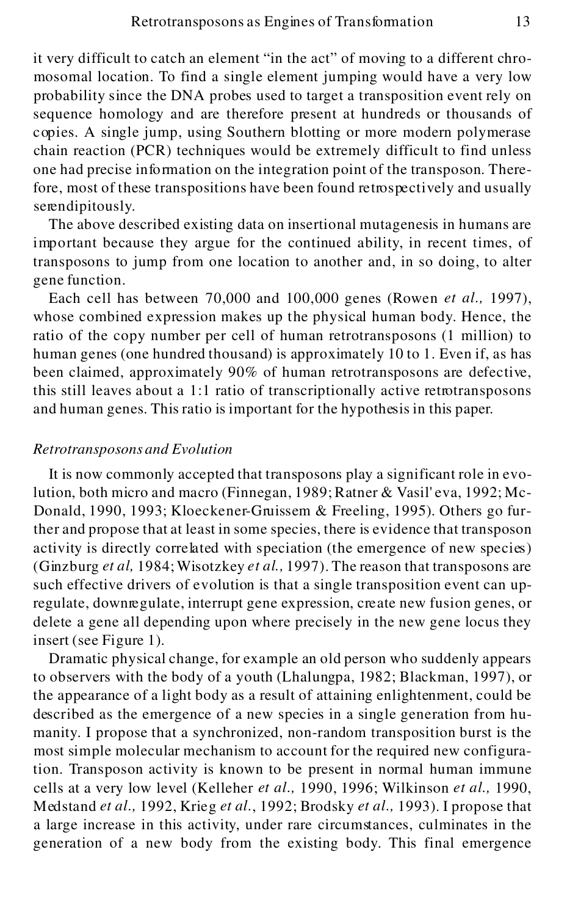it very difficult to catch an element "in the act" of moving to a different chromosomal location. To find a single element jumping would have a very low probability since the DNA probes used to target a transposition event rely on sequence homology and are therefore present at hundreds or thousands of copies. A single jump, using Southern blotting or more modern polymerase chain reaction (PCR) techniques would be extremely difficult to find unless one had precise information on the integration point of the transposon. Therefore, most of these transpositions have been found retrospectively and usually serendipitously.

The above described existing data on insertional mutagenesis in humans are important because they argue for the continued ability, in recent times, of transposons to jump from one location to another and, in so doing, to alter gene function.

Each cell has between 70,000 and 100,000 genes (Rowen *et al.,* 1997), whose combined expression makes up the physical human body. Hence, the ratio of the copy number per cell of human retrotransposons (1 million) to human genes (one hundred thousand) is approximately 10 to 1. Even if, as has been claimed, approximately 90% of human retrotransposons are defective, this still leaves about a 1:1 ratio of transcriptionally active retrotransposons and human genes. This ratio is important for the hypothesis in this paper.

*Retrotransposons and Evolution*

It is now commonly accepted that transposons play a significant role in evolution, both micro and macro (Finnegan, 1989; Ratner & Vasil'eva, 1992; McDonald, 1990, 1993; Kloeckener-Gruissem & Freeling, 1995). Others go further and propose that at least in some species, there is evidence that transposon activity is directly correlated with speciation (the emergence of new species) (Ginzburg *et al,* 1984; Wisotzkey *et al.,* 1997). The reason that transposons are such effective drivers of evolution is that a single transposition event can upregulate, downregulate, interrupt gene expression, create new fusion genes, or delete a gene all depending upon where precisely in the new gene locus they insert (see Figure 1).

Dramatic physical change, for example an old person who suddenly appears to observers with the body of a youth (Lhalungpa, 1982; Blackman, 1997), or the appearance of a light body as a result of attaining enlightenment, could be described as the emergence of a new species in a single generation from humanity. I propose that a synchronized, non-random transposition burst is the most simple molecular mechanism to account for the required new configuration. Transposon activity is known to be present in normal human immune cells at a very low level (Kelleher *et al.,* 1990, 1996; Wilkinson *et al.,* 1990, Medstand *et al.,* 1992, Krieg *et al.*, 1992; Brodsky *et al.,* 1993). I propose that a large increase in this activity, under rare circumstances, culminates in the generation of a new body from the existing body. This final emergence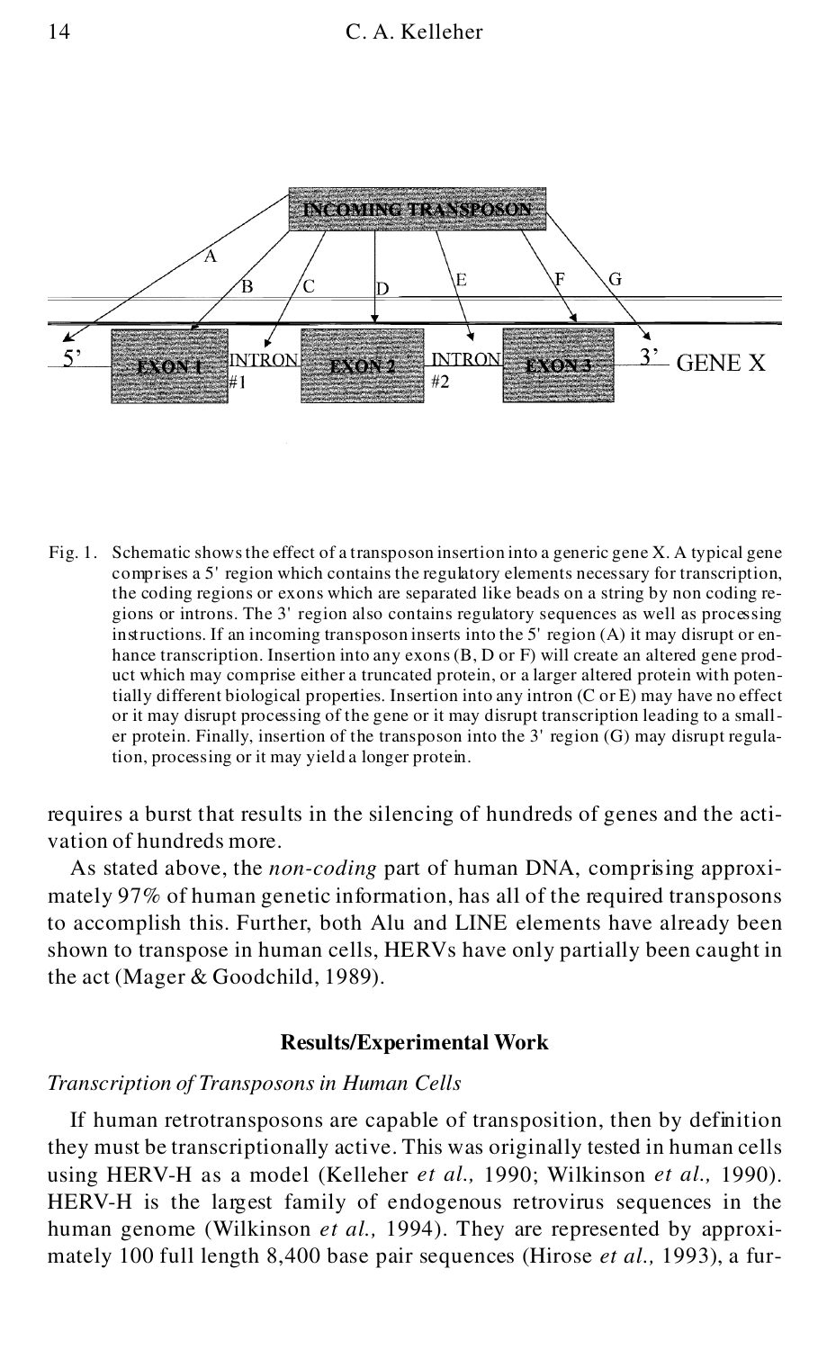Fig. 1. Schematic shows the effect of a transposon insertion into a generic gene X. A typical gene comprises a 5' region which contains the regulatory elements necessary for transcription, the coding regions or exons which are separated like beads on a string by non coding regions or introns. The 3' region also contains regulatory sequences as well as processing instructions. If an incoming transposon inserts into the 5' region (A) it may disrupt or enhance transcription. Insertion into any exons (B, D or F) will create an altered gene product which may comprise either a truncated protein, or a larger altered protein with potentially different biological properties. Insertion into any intron (C or E) may have no effect or it may disrupt processing of the gene or it may disrupt transcription leading to a smaller protein. Finally, insertion of the transposon into the 3' region (G) may disrupt regulation, processing or it may yield a longer protein.

requires a burst that results in the silencing of hundreds of genes and the activation of hundreds more.

As stated above, the *non-coding* part of human DNA, comprising approximately 97% of human genetic information, has all of the required transposons to accomplish this. Further, both Alu and LINE elements have already been shown to transpose in human cells, HERVs have only partially been caught in the act (Mager & Goodchild, 1989).

## Results/Experimental Work

### *Transcription of Transposons in Human Cells*

If human retrotransposons are capable of transposition, then by definition they must be transcriptionally active. This was originally tested in human cells using HERV-H as a model (Kelleher *et al.,* 1990; Wilkinson *et al.,* 1990). HERV-H is the largest family of endogenous retrovirus sequences in the human genome (Wilkinson *et al.,* 1994). They are represented by approximately 100 full length 8,400 base pair sequences (Hirose *et al.,* 1993), a fur-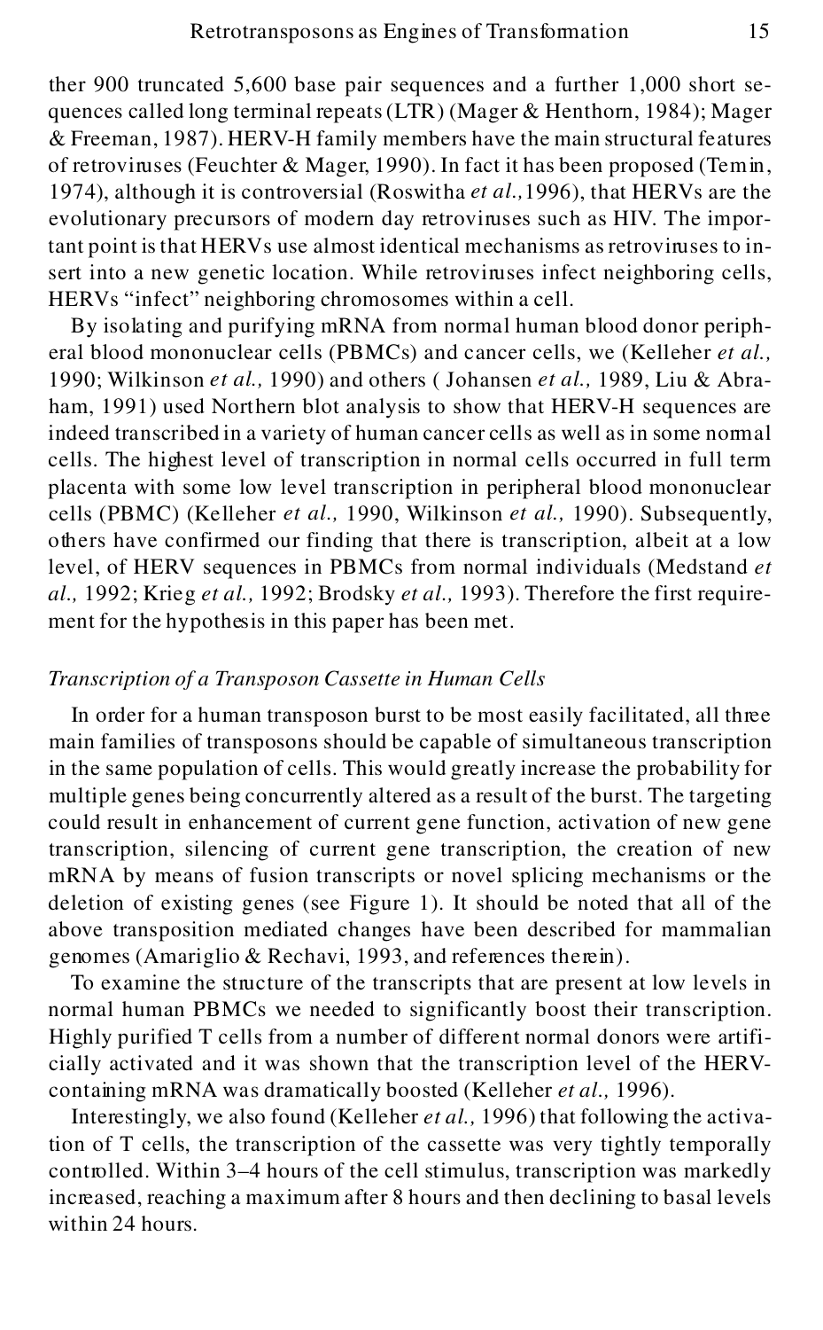ther 900 truncated 5,600 base pair sequences and a further 1,000 short sequences called long terminal repeats (LTR) (Mager & Henthorn, 1984); Mager & Freeman, 1987). HERV-H family members have the main structural features of retroviruses (Feuchter & Mager, 1990). In fact it has been proposed (Temin, 1974), although it is controversial (Roswitha *et al.,*1996), that HERVs are the evolutionary precursors of modern day retroviruses such as HIV. The important point is that HERVs use almost identical mechanisms as retroviruses to insert into a new genetic location. While retroviruses infect neighboring cells, HERVs "infect" neighboring chromosomes within a cell.

By isolating and purifying mRNA from normal human blood donor peripheral blood mononuclear cells (PBMCs) and cancer cells, we (Kelleher *et al.,* 1990; Wilkinson *et al.,* 1990) and others ( Johansen *et al.,* 1989, Liu & Abraham, 1991) used Northern blot analysis to show that HERV-H sequences are indeed transcribed in a variety of human cancer cells as well as in some normal cells. The highest level of transcription in normal cells occurred in full term placenta with some low level transcription in peripheral blood mononuclear cells (PBMC) (Kelleher *et al.,* 1990, Wilkinson *et al.,* 1990). Subsequently, others have confirmed our finding that there is transcription, albeit at a low level, of HERV sequences in PBMCs from normal individuals (Medstand *et al.,* 1992; Krieg *et al.,* 1992; Brodsky *et al.,* 1993). Therefore the first requirement for the hypothesis in this paper has been met.

### *Transcription of a Transposon Cassette in Human Cells*

In order for a human transposon burst to be most easily facilitated, all three main families of transposons should be capable of simultaneous transcription in the same population of cells. This would greatly increase the probability for multiple genes being concurrently altered as a result of the burst. The targeting could result in enhancement of current gene function, activation of new gene transcription, silencing of current gene transcription, the creation of new mRNA by means of fusion transcripts or novel splicing mechanisms or the deletion of existing genes (see Figure 1). It should be noted that all of the above transposition mediated changes have been described for mammalian genomes (Amariglio & Rechavi, 1993, and references therein).

To examine the structure of the transcripts that are present at low levels in normal human PBMCs we needed to significantly boost their transcription. Highly purified T cells from a number of different normal donors were artificially activated and it was shown that the transcription level of the HERV-containing mRNA was dramatically boosted (Kelleher *et al.,* 1996).

Interestingly, we also found (Kelleher *et al.,* 1996) that following the activation of T cells, the transcription of the cassette was very tightly temporally controlled. Within 3–4 hours of the cell stimulus, transcription was markedly increased, reaching a maximum after 8 hours and then declining to basal levels within 24 hours.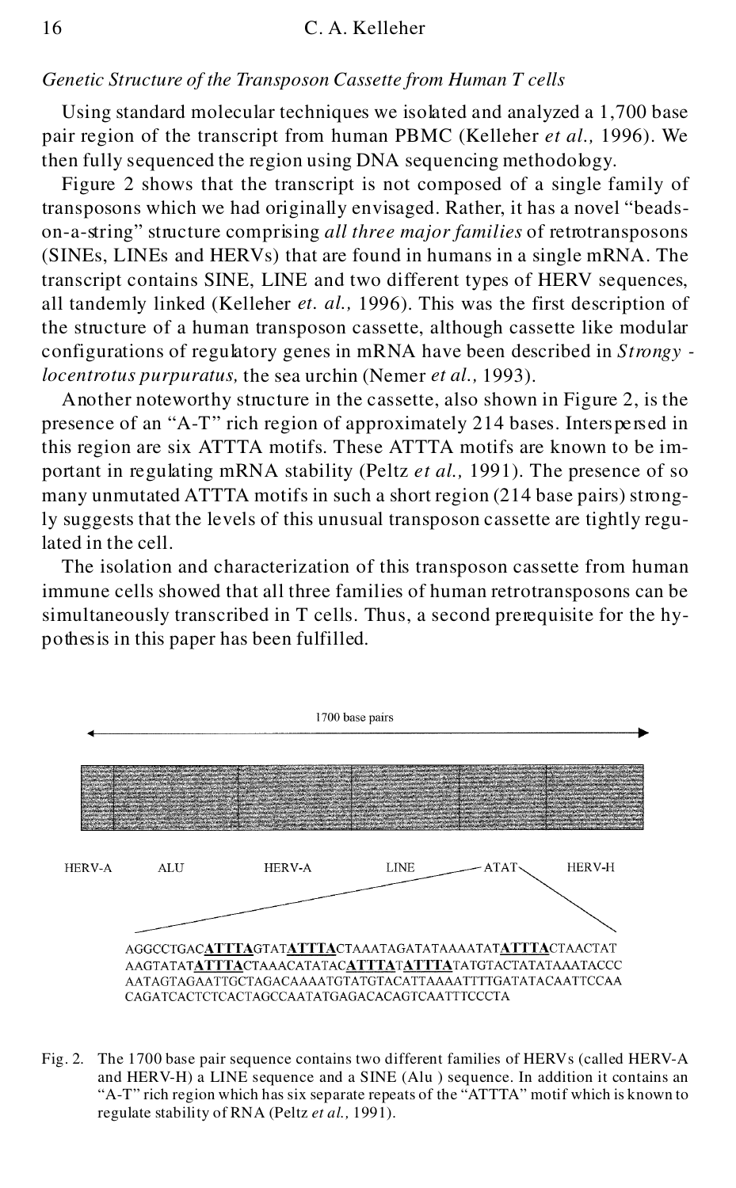*Genetic Structure of the Transposon Cassette from Human T cells*

Using standard molecular techniques we isolated and analyzed a 1,700 base pair region of the transcript from human PBMC (Kelleher *et al.,* 1996). We then fully sequenced the region using DNA sequencing methodology.

Figure 2 shows that the transcript is not composed of a single family of transposons which we had originally envisaged. Rather, it has a novel "beads-on-a-string" structure comprising *all three major families* of retrotransposons (SINEs, LINEs and HERVs) that are found in humans in a single mRNA. The transcript contains SINE, LINE and two different types of HERV sequences, all tandemly linked (Kelleher *et. al.,* 1996). This was the first description of the structure of a human transposon cassette, although cassette like modular configurations of regulatory genes in mRNA have been described in *Strongylocentrotus purpuratus,* the sea urchin (Nemer *et al.,* 1993).

Another noteworthy structure in the cassette, also shown in Figure 2, is the presence of an "A-T" rich region of approximately 214 bases. Interspersed in this region are six ATTTA motifs. These ATTTA motifs are known to be important in regulating mRNA stability (Peltz *et al.,* 1991). The presence of so many unmutated ATTTA motifs in such a short region (214 base pairs) strongly suggests that the levels of this unusual transposon cassette are tightly regulated in the cell.

The isolation and characterization of this transposon cassette from human immune cells showed that all three families of human retrotransposons can be simultaneously transcribed in T cells. Thus, a second prerequisite for the hypothesis in this paper has been fulfilled.

1700 base pairs

HERV-A ALU HERV-A LINE ATAT HERV-H

AGGCCTGAC**ATTTA**GTAT**ATTTA**CTAAATAGATATAAAATAT**ATTTA**CTAACTAT
AAGTATAT**ATTTA**CTAAACATATAC**ATTTA**T**ATTTA**TATGTACTATATAAATACCC
AATAGTAGAATTGCTAGACAAAATGTATGTACATTAAAATTTTGATATACAATTCCAA
CAGATCACTCTCACTAGCCAATATGAGACACAGTCAATTTCCCTA

Fig. 2. The 1700 base pair sequence contains two different families of HERVs (called HERV-A and HERV-H) a LINE sequence and a SINE (Alu ) sequence. In addition it contains an "A-T" rich region which has six separate repeats of the "ATTTA" motif which is known to regulate stability of RNA (Peltz *et al.,* 1991).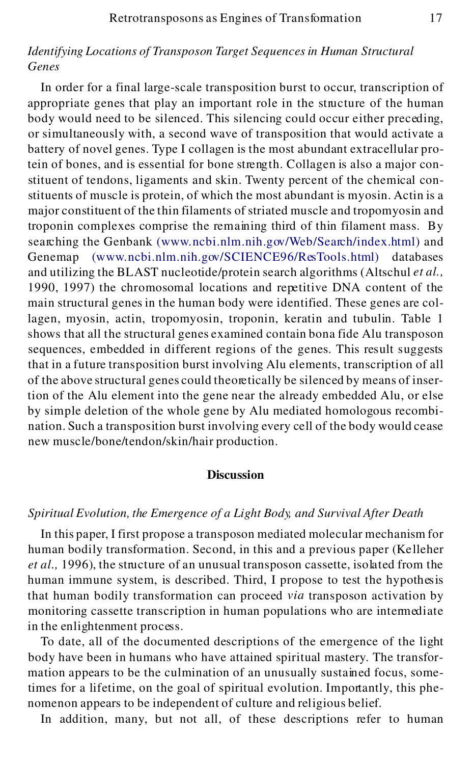*Identifying Locations of Transposon Target Sequences in Human Structural Genes*

In order for a final large-scale transposition burst to occur, transcription of appropriate genes that play an important role in the structure of the human body would need to be silenced. This silencing could occur either preceding, or simultaneously with, a second wave of transposition that would activate a battery of novel genes. Type I collagen is the most abundant extracellular protein of bones, and is essential for bone strength. Collagen is also a major constituent of tendons, ligaments and skin. Twenty percent of the chemical constituents of muscle is protein, of which the most abundant is myosin. Actin is a major constituent of the thin filaments of striated muscle and tropomyosin and troponin complexes comprise the remaining third of thin filament mass. By searching the Genbank (www.ncbi.nlm.nih.gov/Web/Search/index.html) and Genemap (www.ncbi.nlm.nih.gov/SCIENCE96/ResTools.html) databases and utilizing the BLAST nucleotide/protein search algorithms (Altschul *et al.,* 1990, 1997) the chromosomal locations and repetitive DNA content of the main structural genes in the human body were identified. These genes are collagen, myosin, actin, tropomyosin, troponin, keratin and tubulin. Table 1 shows that all the structural genes examined contain bona fide Alu transposon sequences, embedded in different regions of the genes. This result suggests that in a future transposition burst involving Alu elements, transcription of all of the above structural genes could theoretically be silenced by means of insertion of the Alu element into the gene near the already embedded Alu, or else by simple deletion of the whole gene by Alu mediated homologous recombination. Such a transposition burst involving every cell of the body would cease new muscle/bone/tendon/skin/hair production.

## Discussion

*Spiritual Evolution, the Emergence of a Light Body, and Survival After Death*

In this paper, I first propose a transposon mediated molecular mechanism for human bodily transformation. Second, in this and a previous paper (Kelleher *et al.,* 1996), the structure of an unusual transposon cassette, isolated from the human immune system, is described. Third, I propose to test the hypothesis that human bodily transformation can proceed *via* transposon activation by monitoring cassette transcription in human populations who are intermediate in the enlightenment process.

To date, all of the documented descriptions of the emergence of the light body have been in humans who have attained spiritual mastery. The transformation appears to be the culmination of an unusually sustained focus, sometimes for a lifetime, on the goal of spiritual evolution. Importantly, this phenomenon appears to be independent of culture and religious belief.

In addition, many, but not all, of these descriptions refer to human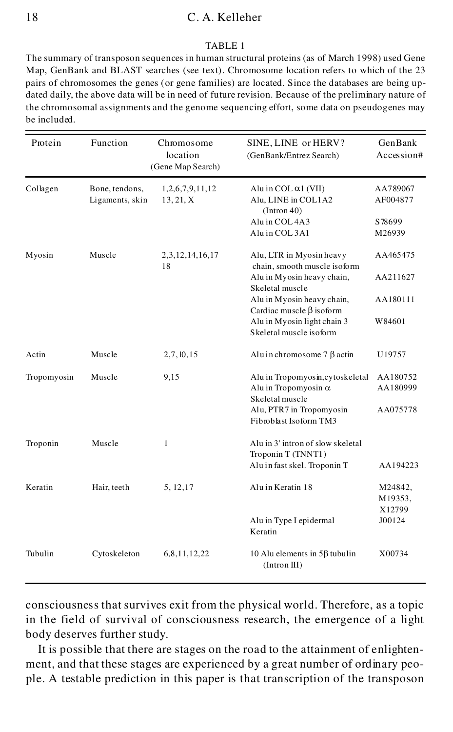TABLE 1

The summary of transposon sequences in human structural proteins (as of March 1998) used Gene Map, GenBank and BLAST searches (see text). Chromosome location refers to which of the 23 pairs of chromosomes the genes (or gene families) are located. Since the databases are being updated daily, the above data will be in need of future revision. Because of the preliminary nature of the chromosomal assignments and the genome sequencing effort, some data on pseudogenes may be included.

| Protein | Function | Chromosome location (Gene Map Search) | SINE, LINE or HERV? (GenBank/Entrez Search) | GenBank Accession# |
|---|---|---|---|---|
| Collagen | Bone, tendons, Ligaments, skin | 1,2,6,7,9,11,12 13, 21, X | Alu in COL α1 (VII) | AA789067 |
| | | | Alu, LINE in COL1A2 (Intron 40) | AF004877 |
| | | | Alu in COL4A3 | S78699 |
| | | | Alu in COL3A1 | M26939 |
| Myosin | Muscle | 2,3,12,14,16,17 18 | Alu, LTR in Myosin heavy chain, smooth muscle isoform | AA465475 |
| | | | Alu in Myosin heavy chain, Skeletal muscle | AA211627 |
| | | | Alu in Myosin heavy chain, Cardiac muscle β isoform | AA180111 |
| | | | Alu in Myosin light chain 3 Skeletal muscle isoform | W84601 |
| Actin | Muscle | 2,7,10,15 | Alu in chromosome 7 β actin | U19757 |
| Tropomyosin | Muscle | 9,15 | Alu in Tropomyosin, cytoskeletal | AA180752 |
| | | | Alu in Tropomyosin α Skeletal muscle | AA180999 |
| | | | Alu, PTR7 in Tropomyosin Fibroblast Isoform TM3 | AA075778 |
| Troponin | Muscle | 1 | Alu in 3' intron of slow skeletal Troponin T (TNNT1) | |
| | | | Alu in fast skel. Troponin T | AA194223 |
| Keratin | Hair, teeth | 5, 12,17 | Alu in Keratin 18 | M24842, M19353, X12799 |
| | | | Alu in Type I epidermal Keratin | J00124 |
| Tubulin | Cytoskeleton | 6,8,11,12,22 | 10 Alu elements in 5β tubulin (Intron III) | X00734 |

consciousness that survives exit from the physical world. Therefore, as a topic in the field of survival of consciousness research, the emergence of a light body deserves further study.

It is possible that there are stages on the road to the attainment of enlightenment, and that these stages are experienced by a great number of ordinary people. A testable prediction in this paper is that transcription of the transposon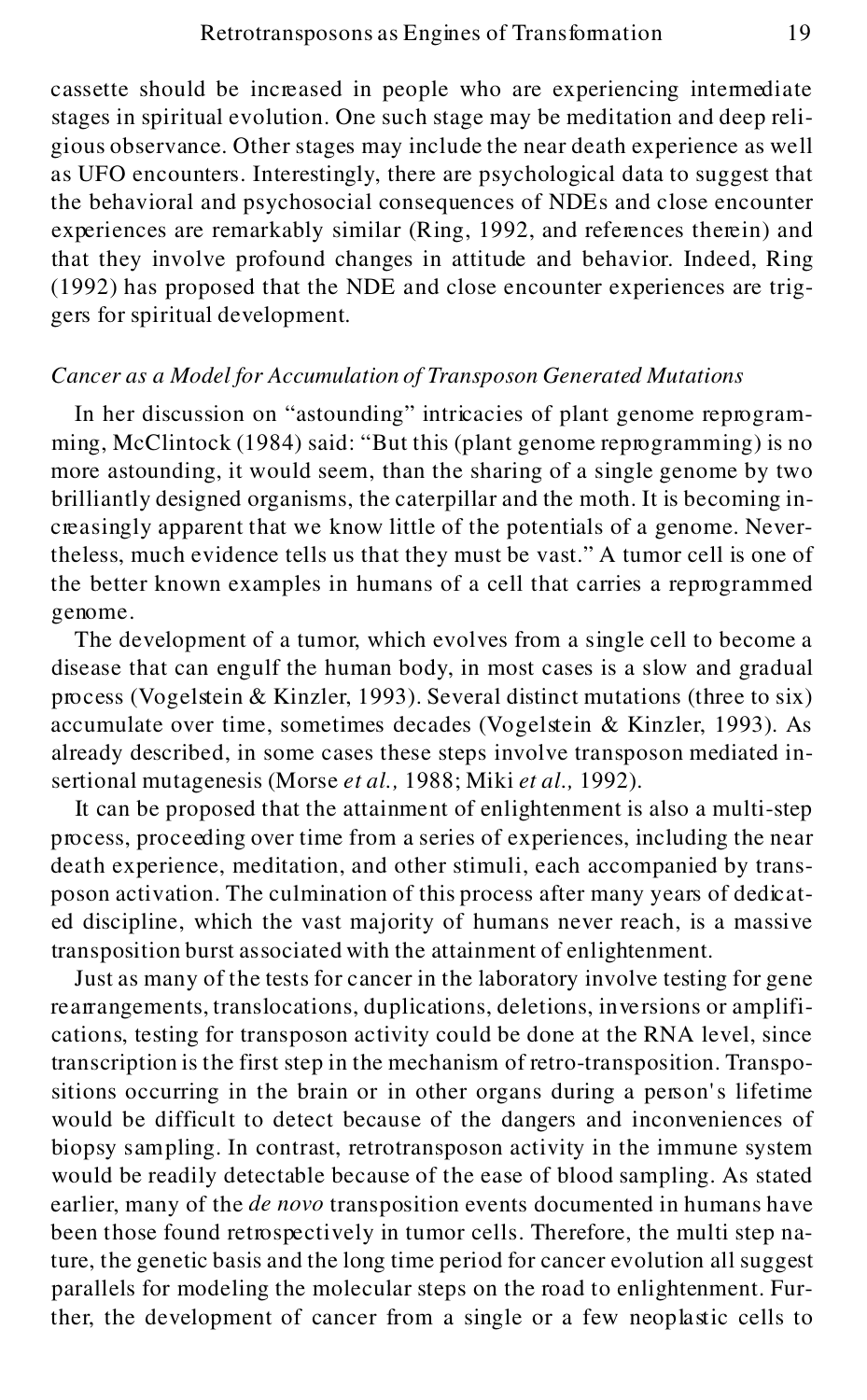cassette should be increased in people who are experiencing intermediate stages in spiritual evolution. One such stage may be meditation and deep religious observance. Other stages may include the near death experience as well as UFO encounters. Interestingly, there are psychological data to suggest that the behavioral and psychosocial consequences of NDEs and close encounter experiences are remarkably similar (Ring, 1992, and references therein) and that they involve profound changes in attitude and behavior. Indeed, Ring (1992) has proposed that the NDE and close encounter experiences are triggers for spiritual development.

### *Cancer as a Model for Accumulation of Transposon Generated Mutations*

In her discussion on "astounding" intricacies of plant genome reprogramming, McClintock (1984) said: "But this (plant genome reprogramming) is no more astounding, it would seem, than the sharing of a single genome by two brilliantly designed organisms, the caterpillar and the moth. It is becoming increasingly apparent that we know little of the potentials of a genome. Nevertheless, much evidence tells us that they must be vast." A tumor cell is one of the better known examples in humans of a cell that carries a reprogrammed genome.

The development of a tumor, which evolves from a single cell to become a disease that can engulf the human body, in most cases is a slow and gradual process (Vogelstein & Kinzler, 1993). Several distinct mutations (three to six) accumulate over time, sometimes decades (Vogelstein & Kinzler, 1993). As already described, in some cases these steps involve transposon mediated insertional mutagenesis (Morse *et al.,* 1988; Miki *et al.,* 1992).

It can be proposed that the attainment of enlightenment is also a multi-step process, proceeding over time from a series of experiences, including the near death experience, meditation, and other stimuli, each accompanied by transposon activation. The culmination of this process after many years of dedicated discipline, which the vast majority of humans never reach, is a massive transposition burst associated with the attainment of enlightenment.

Just as many of the tests for cancer in the laboratory involve testing for gene rearrangements, translocations, duplications, deletions, inversions or amplifications, testing for transposon activity could be done at the RNA level, since transcription is the first step in the mechanism of retro-transposition. Transpositions occurring in the brain or in other organs during a person's lifetime would be difficult to detect because of the dangers and inconveniences of biopsy sampling. In contrast, retrotransposon activity in the immune system would be readily detectable because of the ease of blood sampling. As stated earlier, many of the *de novo* transposition events documented in humans have been those found retrospectively in tumor cells. Therefore, the multi step nature, the genetic basis and the long time period for cancer evolution all suggest parallels for modeling the molecular steps on the road to enlightenment. Further, the development of cancer from a single or a few neoplastic cells to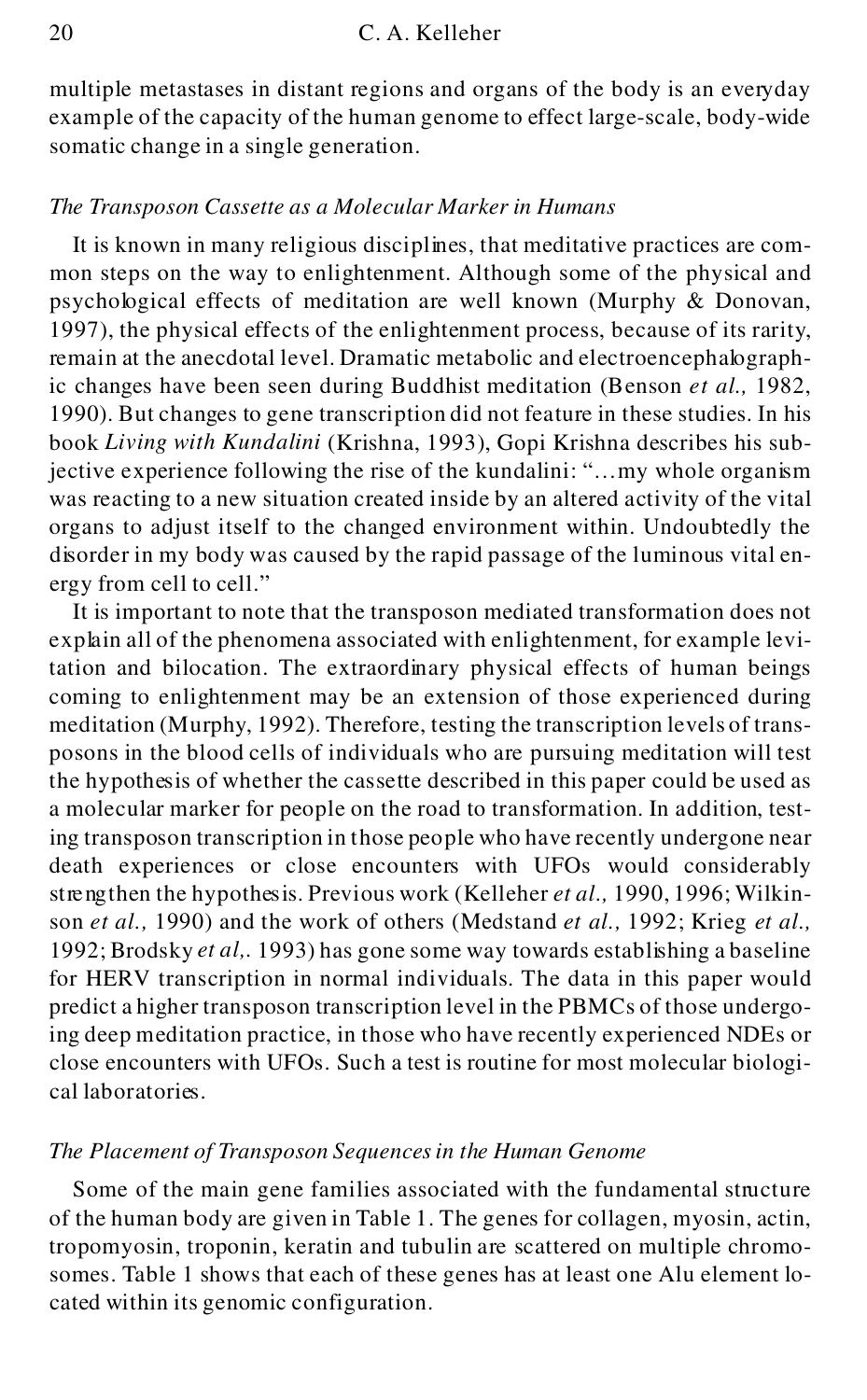multiple metastases in distant regions and organs of the body is an everyday example of the capacity of the human genome to effect large-scale, body-wide somatic change in a single generation.

### *The Transposon Cassette as a Molecular Marker in Humans*

It is known in many religious disciplines, that meditative practices are common steps on the way to enlightenment. Although some of the physical and psychological effects of meditation are well known (Murphy & Donovan, 1997), the physical effects of the enlightenment process, because of its rarity, remain at the anecdotal level. Dramatic metabolic and electroencephalographic changes have been seen during Buddhist meditation (Benson *et al.,* 1982, 1990). But changes to gene transcription did not feature in these studies. In his book *Living with Kundalini* (Krishna, 1993), Gopi Krishna describes his subjective experience following the rise of the kundalini: "…my whole organism was reacting to a new situation created inside by an altered activity of the vital organs to adjust itself to the changed environment within. Undoubtedly the disorder in my body was caused by the rapid passage of the luminous vital energy from cell to cell."

It is important to note that the transposon mediated transformation does not explain all of the phenomena associated with enlightenment, for example levitation and bilocation. The extraordinary physical effects of human beings coming to enlightenment may be an extension of those experienced during meditation (Murphy, 1992). Therefore, testing the transcription levels of transposons in the blood cells of individuals who are pursuing meditation will test the hypothesis of whether the cassette described in this paper could be used as a molecular marker for people on the road to transformation. In addition, testing transposon transcription in those people who have recently undergone near death experiences or close encounters with UFOs would considerably strengthen the hypothesis. Previous work (Kelleher *et al.,* 1990, 1996; Wilkinson *et al.,* 1990) and the work of others (Medstand *et al.,* 1992; Krieg *et al.,* 1992; Brodsky *et al,.* 1993) has gone some way towards establishing a baseline for HERV transcription in normal individuals. The data in this paper would predict a higher transposon transcription level in the PBMCs of those undergoing deep meditation practice, in those who have recently experienced NDEs or close encounters with UFOs. Such a test is routine for most molecular biological laboratories.

### *The Placement of Transposon Sequences in the Human Genome*

Some of the main gene families associated with the fundamental structure of the human body are given in Table 1. The genes for collagen, myosin, actin, tropomyosin, troponin, keratin and tubulin are scattered on multiple chromosomes. Table 1 shows that each of these genes has at least one Alu element located within its genomic configuration.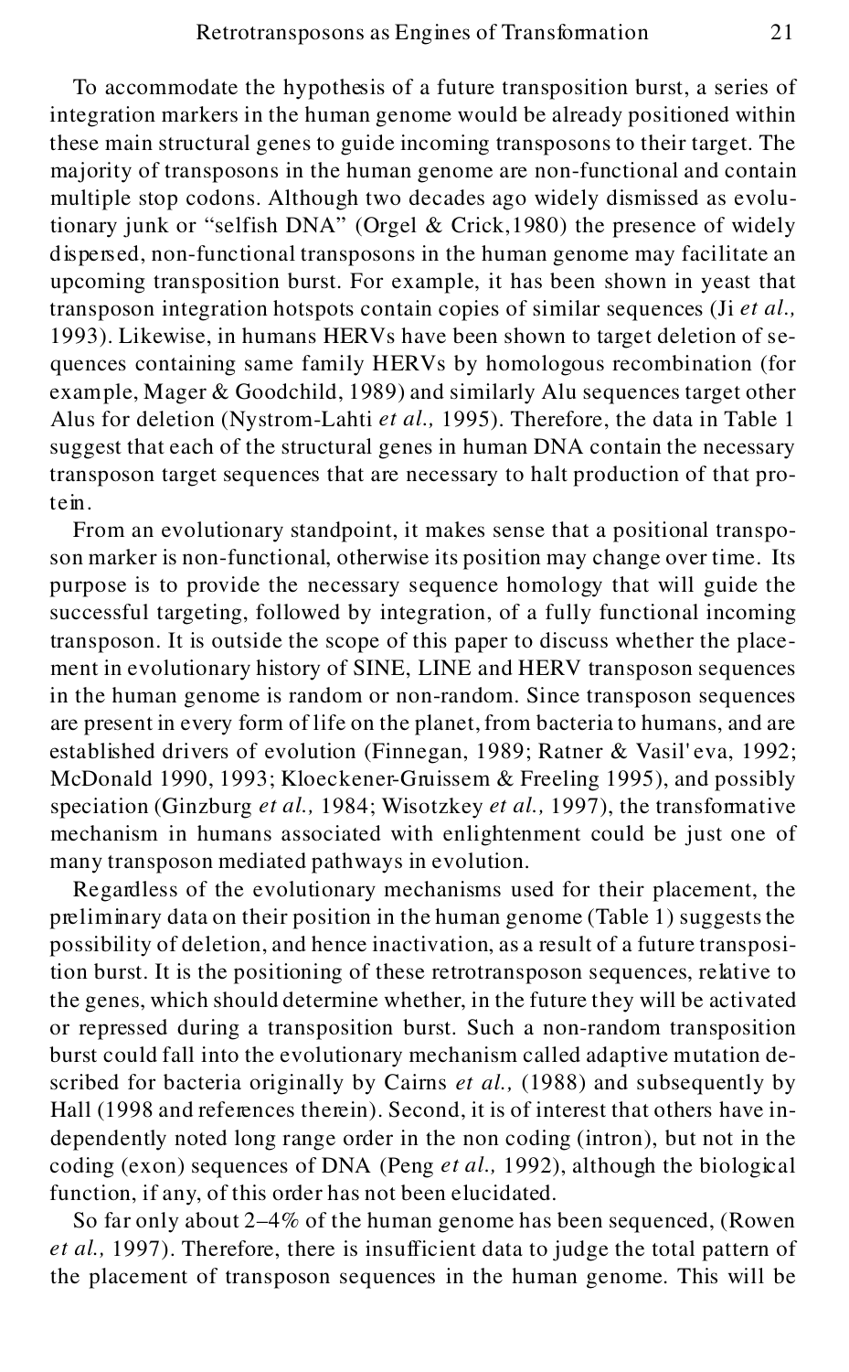To accommodate the hypothesis of a future transposition burst, a series of integration markers in the human genome would be already positioned within these main structural genes to guide incoming transposons to their target. The majority of transposons in the human genome are non-functional and contain multiple stop codons. Although two decades ago widely dismissed as evolutionary junk or "selfish DNA" (Orgel & Crick,1980) the presence of widely dispersed, non-functional transposons in the human genome may facilitate an upcoming transposition burst. For example, it has been shown in yeast that transposon integration hotspots contain copies of similar sequences (Ji *et al.,* 1993). Likewise, in humans HERVs have been shown to target deletion of sequences containing same family HERVs by homologous recombination (for example, Mager & Goodchild, 1989) and similarly Alu sequences target other Alus for deletion (Nystrom-Lahti *et al.,* 1995). Therefore, the data in Table 1 suggest that each of the structural genes in human DNA contain the necessary transposon target sequences that are necessary to halt production of that protein.

From an evolutionary standpoint, it makes sense that a positional transposon marker is non-functional, otherwise its position may change over time. Its purpose is to provide the necessary sequence homology that will guide the successful targeting, followed by integration, of a fully functional incoming transposon. It is outside the scope of this paper to discuss whether the placement in evolutionary history of SINE, LINE and HERV transposon sequences in the human genome is random or non-random. Since transposon sequences are present in every form of life on the planet, from bacteria to humans, and are established drivers of evolution (Finnegan, 1989; Ratner & Vasil'eva, 1992; McDonald 1990, 1993; Kloeckener-Gruissem & Freeling 1995), and possibly speciation (Ginzburg *et al.,* 1984; Wisotzkey *et al.,* 1997), the transformative mechanism in humans associated with enlightenment could be just one of many transposon mediated pathways in evolution.

Regardless of the evolutionary mechanisms used for their placement, the preliminary data on their position in the human genome (Table 1) suggests the possibility of deletion, and hence inactivation, as a result of a future transposition burst. It is the positioning of these retrotransposon sequences, relative to the genes, which should determine whether, in the future they will be activated or repressed during a transposition burst. Such a non-random transposition burst could fall into the evolutionary mechanism called adaptive mutation described for bacteria originally by Cairns *et al.,* (1988) and subsequently by Hall (1998 and references therein). Second, it is of interest that others have independently noted long range order in the non coding (intron), but not in the coding (exon) sequences of DNA (Peng *et al.,* 1992), although the biological function, if any, of this order has not been elucidated.

So far only about 2–4% of the human genome has been sequenced, (Rowen *et al.,* 1997). Therefore, there is insufficient data to judge the total pattern of the placement of transposon sequences in the human genome. This will be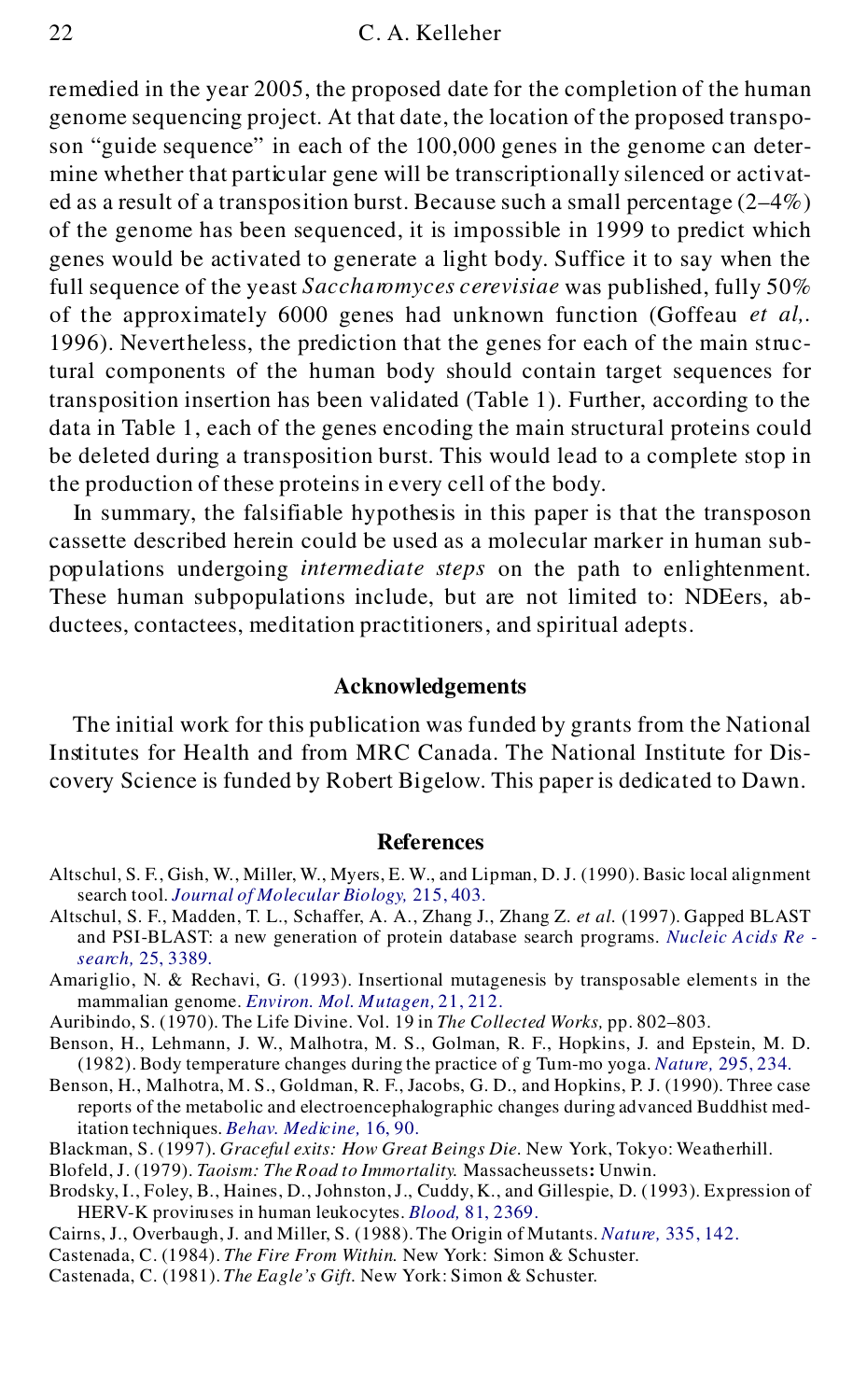remedied in the year 2005, the proposed date for the completion of the human genome sequencing project. At that date, the location of the proposed transposon "guide sequence" in each of the 100,000 genes in the genome can determine whether that particular gene will be transcriptionally silenced or activated as a result of a transposition burst. Because such a small percentage (2–4%) of the genome has been sequenced, it is impossible in 1999 to predict which genes would be activated to generate a light body. Suffice it to say when the full sequence of the yeast *Saccharomyces cerevisiae* was published, fully 50% of the approximately 6000 genes had unknown function (Goffeau *et al,*. 1996). Nevertheless, the prediction that the genes for each of the main structural components of the human body should contain target sequences for transposition insertion has been validated (Table 1). Further, according to the data in Table 1, each of the genes encoding the main structural proteins could be deleted during a transposition burst. This would lead to a complete stop in the production of these proteins in every cell of the body.

In summary, the falsifiable hypothesis in this paper is that the transposon cassette described herein could be used as a molecular marker in human subpopulations undergoing *intermediate steps* on the path to enlightenment. These human subpopulations include, but are not limited to: NDEers, abductees, contactees, meditation practitioners, and spiritual adepts.

## Acknowledgements

The initial work for this publication was funded by grants from the National Institutes for Health and from MRC Canada. The National Institute for Discovery Science is funded by Robert Bigelow. This paper is dedicated to Dawn.

## References

Altschul, S. F., Gish, W., Miller, W., Myers, E. W., and Lipman, D. J. (1990). Basic local alignment search tool. *Journal of Molecular Biology,* 215, 403.

Altschul, S. F., Madden, T. L., Schaffer, A. A., Zhang J., Zhang Z. *et al.* (1997). Gapped BLAST and PSI-BLAST: a new generation of protein database search programs. *Nucleic Acids Research,* 25, 3389.

Amariglio, N. & Rechavi, G. (1993). Insertional mutagenesis by transposable elements in the mammalian genome. *Environ. Mol. Mutagen,* 21, 212.

Auribindo, S. (1970). The Life Divine. Vol. 19 in *The Collected Works,* pp. 802–803.

Benson, H., Lehmann, J. W., Malhotra, M. S., Golman, R. F., Hopkins, J. and Epstein, M. D. (1982). Body temperature changes during the practice of g Tum-mo yoga. *Nature,* 295, 234.

Benson, H., Malhotra, M. S., Goldman, R. F., Jacobs, G. D., and Hopkins, P. J. (1990). Three case reports of the metabolic and electroencephalographic changes during advanced Buddhist meditation techniques. *Behav. Medicine,* 16, 90.

Blackman, S. (1997). *Graceful exits: How Great Beings Die.* New York, Tokyo: Weatherhill.

Blofeld, J. (1979). *Taoism: The Road to Immortality.* Massacheussets**:** Unwin.

Brodsky, I., Foley, B., Haines, D., Johnston, J., Cuddy, K., and Gillespie, D. (1993). Expression of HERV-K proviruses in human leukocytes. *Blood,* 81, 2369.

Cairns, J., Overbaugh, J. and Miller, S. (1988). The Origin of Mutants. *Nature,* 335, 142.

Castenada, C. (1984). *The Fire From Within.* New York: Simon & Schuster.

Castenada, C. (1981). *The Eagle's Gift.* New York: Simon & Schuster.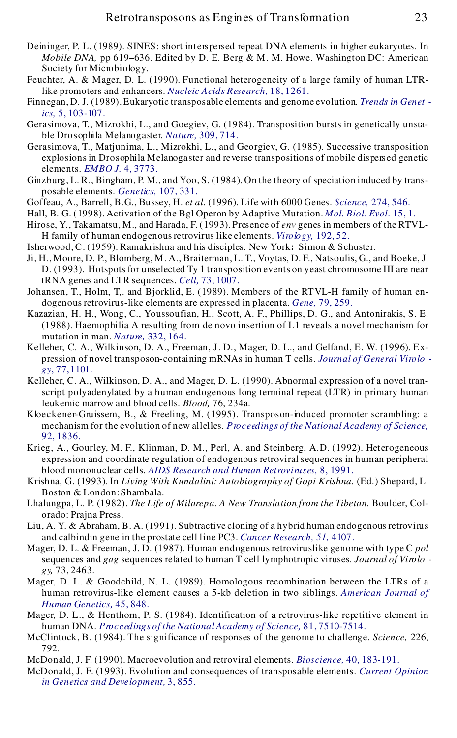Deininger, P. L. (1989). SINES: short interspersed repeat DNA elements in higher eukaryotes. In *Mobile DNA,* pp 619–636. Edited by D. E. Berg & M. M. Howe. Washington DC: American Society for Microbiology.

Feuchter, A. & Mager, D. L. (1990). Functional heterogeneity of a large family of human LTR-like promoters and enhancers. *Nucleic Acids Research,* 18, 1261.

Finnegan, D. J. (1989). Eukaryotic transposable elements and genome evolution. *Trends in Genetics,* 5, 103-107.

Gerasimova, T., Mizrokhi, L., and Goegiev, G. (1984). Transposition bursts in genetically unstable Drosophila Melanogaster. *Nature,* 309, 714.

Gerasimova, T., Matjunima, L., Mizrokhi, L., and Georgiev, G. (1985). Successive transposition explosions in Drosophila Melanogaster and reverse transpositions of mobile dispersed genetic elements. *EMBO J.* 4, 3773.

Ginzburg, L. R., Bingham, P. M., and Yoo, S. (1984). On the theory of speciation induced by transposable elements. *Genetics,* 107, 331.

Goffeau, A., Barrell, B.G., Bussey, H. *et al.* (1996). Life with 6000 Genes. *Science,* 274, 546.

Hall, B. G. (1998). Activation of the Bgl Operon by Adaptive Mutation. *Mol. Biol. Evol.* 15, 1.

Hirose, Y., Takamatsu, M., and Harada, F. (1993). Presence of *env* genes in members of the RTVL-H family of human endogenous retrovirus like elements. *Virology,* 192, 52.

Isherwood, C. (1959). Ramakrishna and his disciples. New York**:** Simon & Schuster.

Ji, H., Moore, D. P., Blomberg, M. A., Braiterman, L. T., Voytas, D. F., Natsoulis, G., and Boeke, J. D. (1993). Hotspots for unselected Ty 1 transposition events on yeast chromosome III are near tRNA genes and LTR sequences. *Cell,* 73, 1007.

Johansen, T., Holm, T,. and Bjorklid, E. (1989). Members of the RTVL-H family of human endogenous retrovirus-like elements are expressed in placenta. *Gene,* 79, 259.

Kazazian, H. H., Wong, C., Youssoufian, H., Scott, A. F., Phillips, D. G., and Antonirakis, S. E. (1988). Haemophilia A resulting from de novo insertion of L1 reveals a novel mechanism for mutation in man. *Nature,* 332, 164.

Kelleher, C. A., Wilkinson, D. A., Freeman, J. D., Mager, D. L., and Gelfand, E. W. (1996). Expression of novel transposon-containing mRNAs in human T cells. *Journal of General Virology,* 77,1101.

Kelleher, C. A., Wilkinson, D. A., and Mager, D. L. (1990). Abnormal expression of a novel transcript polyadenylated by a human endogenous long terminal repeat (LTR) in primary human leukemic marrow and blood cells. *Blood,* 76, 234a.

Kloeckener-Gruissem, B., & Freeling, M. (1995). Transposon-induced promoter scrambling: a mechanism for the evolution of new allelles. *Proceedings of the National Academy of Science,* 92, 1836.

Krieg, A., Gourley, M. F., Klinman, D. M., Perl, A. and Steinberg, A.D. (1992). Heterogeneous expression and coordinate regulation of endogenous retroviral sequences in human peripheral blood mononuclear cells. *AIDS Research and Human Retroviruses,* 8, 1991.

Krishna, G. (1993). In *Living With Kundalini: Autobiography of Gopi Krishna.* (Ed.) Shepard, L. Boston & London: Shambala.

Lhalungpa, L. P. (1982). *The Life of Milarepa. A New Translation from the Tibetan.* Boulder, Colorado: Prajna Press.

Liu, A. Y. & Abraham, B. A. (1991). Subtractive cloning of a hybrid human endogenous retrovirus and calbindin gene in the prostate cell line PC3. *Cancer Research, 51,* 4107.

Mager, D. L. & Freeman, J. D. (1987). Human endogenous retroviruslike genome with type C *pol* sequences and *gag* sequences related to human T cell lymphotropic viruses. *Journal of Virology,* 73, 2463.

Mager, D. L. & Goodchild, N. L. (1989). Homologous recombination between the LTRs of a human retrovirus-like element causes a 5-kb deletion in two siblings. *American Journal of Human Genetics,* 45, 848.

Mager, D. L., & Henthorn, P. S. (1984). Identification of a retrovirus-like repetitive element in human DNA. *Proceedings of the National Academy of Science,* 81, 7510-7514.

McClintock, B. (1984). The significance of responses of the genome to challenge. *Science,* 226, 792.

McDonald, J. F. (1990). Macroevolution and retroviral elements. *Bioscience,* 40, 183-191.

McDonald, J. F. (1993). Evolution and consequences of transposable elements. *Current Opinion in Genetics and Development,* 3, 855.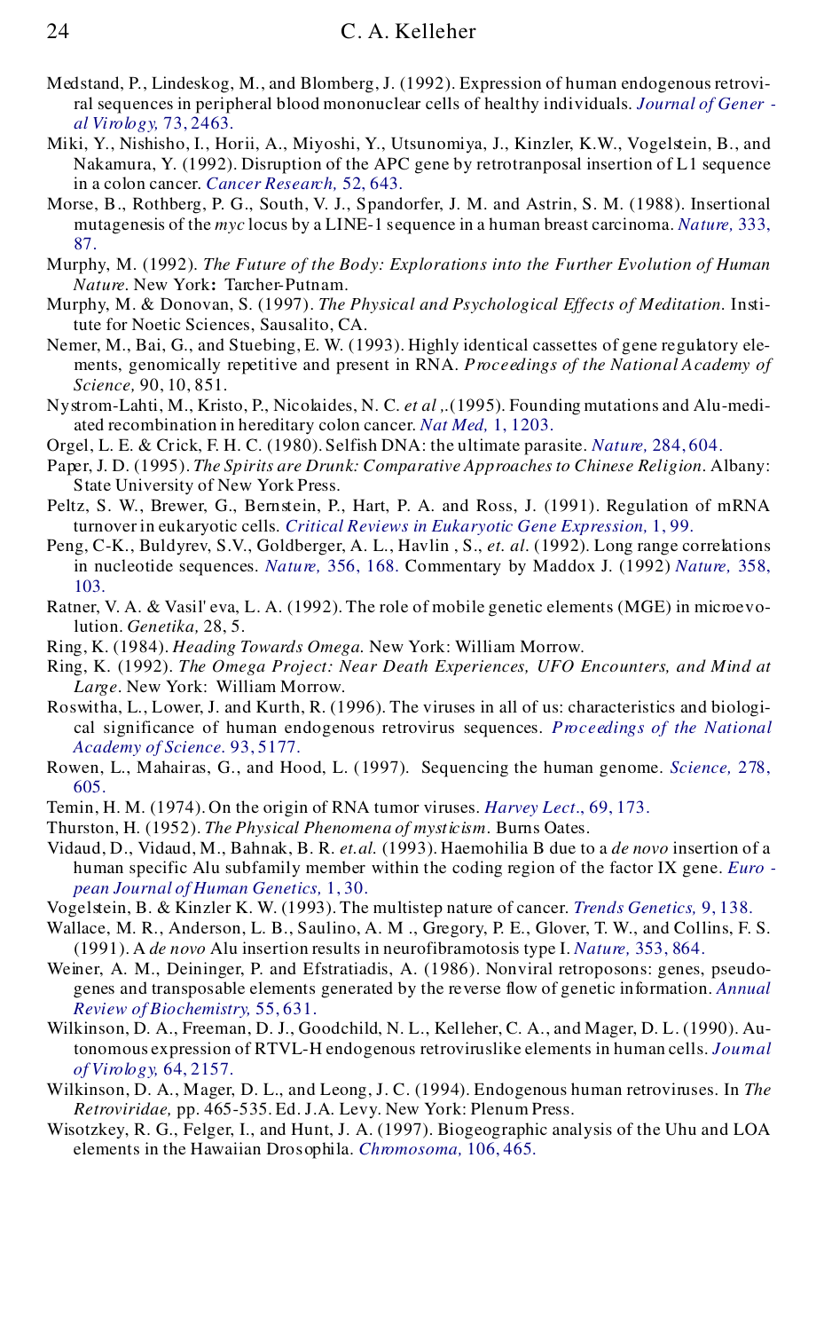Medstand, P., Lindeskog, M., and Blomberg, J. (1992). Expression of human endogenous retroviral sequences in peripheral blood mononuclear cells of healthy individuals. *Journal of General Virology,* 73, 2463.

Miki, Y., Nishisho, I., Horii, A., Miyoshi, Y., Utsunomiya, J., Kinzler, K.W., Vogelstein, B., and Nakamura, Y. (1992). Disruption of the APC gene by retrotranposal insertion of L1 sequence in a colon cancer. *Cancer Research,* 52, 643.

Morse, B., Rothberg, P. G., South, V. J., Spandorfer, J. M. and Astrin, S. M. (1988). Insertional mutagenesis of the *myc* locus by a LINE-1 sequence in a human breast carcinoma. *Nature,* 333, 87.

Murphy, M. (1992). *The Future of the Body: Explorations into the Further Evolution of Human Nature*. New York: Tarcher-Putnam.

Murphy, M. & Donovan, S. (1997). *The Physical and Psychological Effects of Meditation.* Institute for Noetic Sciences, Sausalito, CA.

Nemer, M., Bai, G., and Stuebing, E. W. (1993). Highly identical cassettes of gene regulatory elements, genomically repetitive and present in RNA. *Proceedings of the National Academy of Science,* 90, 10, 851.

Nystrom-Lahti, M., Kristo, P., Nicolaides, N. C. *et al*,.(1995). Founding mutations and Alu-mediated recombination in hereditary colon cancer. *Nat Med,* 1, 1203.

Orgel, L. E. & Crick, F. H. C. (1980). Selfish DNA: the ultimate parasite. *Nature,* 284, 604.

Paper, J. D. (1995). *The Spirits are Drunk: Comparative Approaches to Chinese Religion*. Albany: State University of New York Press.

Peltz, S. W., Brewer, G., Bernstein, P., Hart, P. A. and Ross, J. (1991). Regulation of mRNA turnover in eukaryotic cells. *Critical Reviews in Eukaryotic Gene Expression,* 1, 99.

Peng, C-K., Buldyrev, S.V., Goldberger, A. L., Havlin , S., *et. al*. (1992). Long range correlations in nucleotide sequences. *Nature,* 356, 168. Commentary by Maddox J. (1992) *Nature,* 358, 103.

Ratner, V. A. & Vasil' eva, L. A. (1992). The role of mobile genetic elements (MGE) in microevolution. *Genetika,* 28, 5.

Ring, K. (1984). *Heading Towards Omega.* New York: William Morrow.

Ring, K. (1992). *The Omega Project: Near Death Experiences, UFO Encounters, and Mind at Large*. New York: William Morrow.

Roswitha, L., Lower, J. and Kurth, R. (1996). The viruses in all of us: characteristics and biological significance of human endogenous retrovirus sequences. *Proceedings of the National Academy of Science.* 93, 5177.

Rowen, L., Mahairas, G., and Hood, L. (1997). Sequencing the human genome. *Science,* 278, 605.

Temin, H. M. (1974). On the origin of RNA tumor viruses. *Harvey Lect*., 69, 173.

Thurston, H. (1952). *The Physical Phenomena of mysticism*. Burns Oates.

Vidaud, D., Vidaud, M., Bahnak, B. R. *et.al.* (1993). Haemohilia B due to a *de novo* insertion of a human specific Alu subfamily member within the coding region of the factor IX gene. *European Journal of Human Genetics,* 1, 30.

Vogelstein, B. & Kinzler K. W. (1993). The multistep nature of cancer. *Trends Genetics,* 9, 138.

Wallace, M. R., Anderson, L. B., Saulino, A. M ., Gregory, P. E., Glover, T. W., and Collins, F. S. (1991). A *de novo* Alu insertion results in neurofibramotosis type I. *Nature,* 353, 864.

Weiner, A. M., Deininger, P. and Efstratiadis, A. (1986). Nonviral retroposons: genes, pseudogenes and transposable elements generated by the reverse flow of genetic information. *Annual Review of Biochemistry,* 55, 631.

Wilkinson, D. A., Freeman, D. J., Goodchild, N. L., Kelleher, C. A., and Mager, D. L. (1990). Autonomous expression of RTVL-H endogenous retroviruslike elements in human cells. *Journal of Virology,* 64, 2157.

Wilkinson, D. A., Mager, D. L., and Leong, J. C. (1994). Endogenous human retroviruses. In *The Retroviridae,* pp. 465-535. Ed. J.A. Levy. New York: Plenum Press.

Wisotzkey, R. G., Felger, I., and Hunt, J. A. (1997). Biogeographic analysis of the Uhu and LOA elements in the Hawaiian Drosophila. *Chromosoma,* 106, 465.